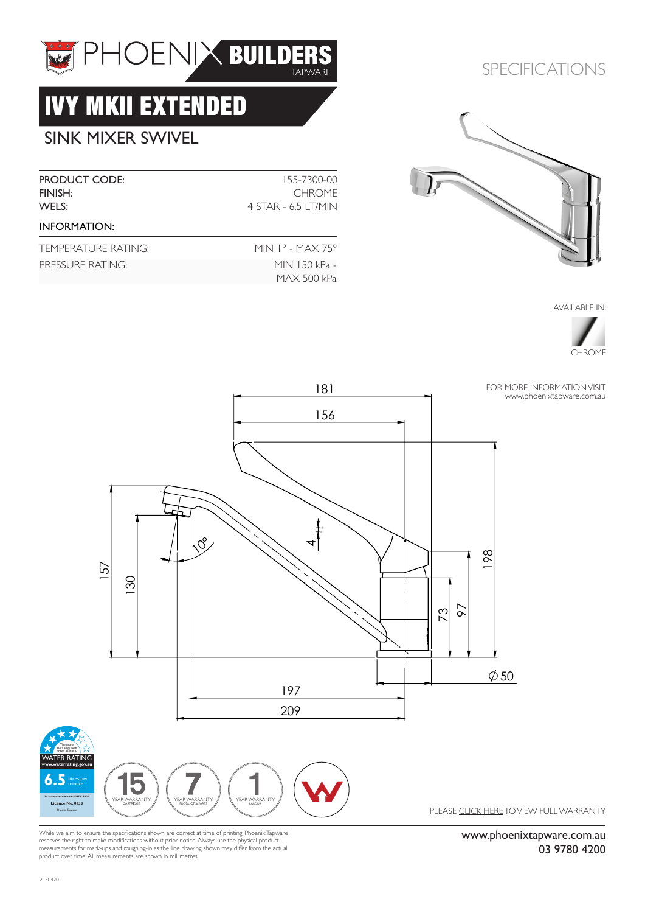PHOENIX BUILDERS TAPWARE

SPECIFICATIONS

# IVY MKII EXTENDED

## SINK MIXER SWIVEL

| | |
|---|---|
| PRODUCT CODE: | 155-7300-00 |
| FINISH: | CHROME |
| WELS: | 4 STAR - 6.5 LT/MIN |

INFORMATION:

| | |
|---|---|
| TEMPERATURE RATING: | MIN 1° - MAX 75° |
| PRESSURE RATING: | MIN 150 kPa - MAX 500 kPa |

AVAILABLE IN:

CHROME

FOR MORE INFORMATION VISIT www.phoenixtapware.com.au

181

156

4

10°

157

130

198

73

97

∅ 50

197

209

WATER RATING www.waterrating.gov.au 6.5 litres per minute

15 YEAR WARRANTY CARTRIDGE

7 YEAR WARRANTY PRODUCT & PARTS

1 YEAR WARRANTY LABOUR

PLEASE CLICK HERE TO VIEW FULL WARRANTY

While we aim to ensure the specifications shown are correct at time of printing, Phoenix Tapware reserves the right to make modifications without prior notice. Always use the physical product measurements for mark-ups and roughing-in as the line drawing shown may differ from the actual product over time. All measurements are shown in millimetres.

www.phoenixtapware.com.au
03 9780 4200

V150420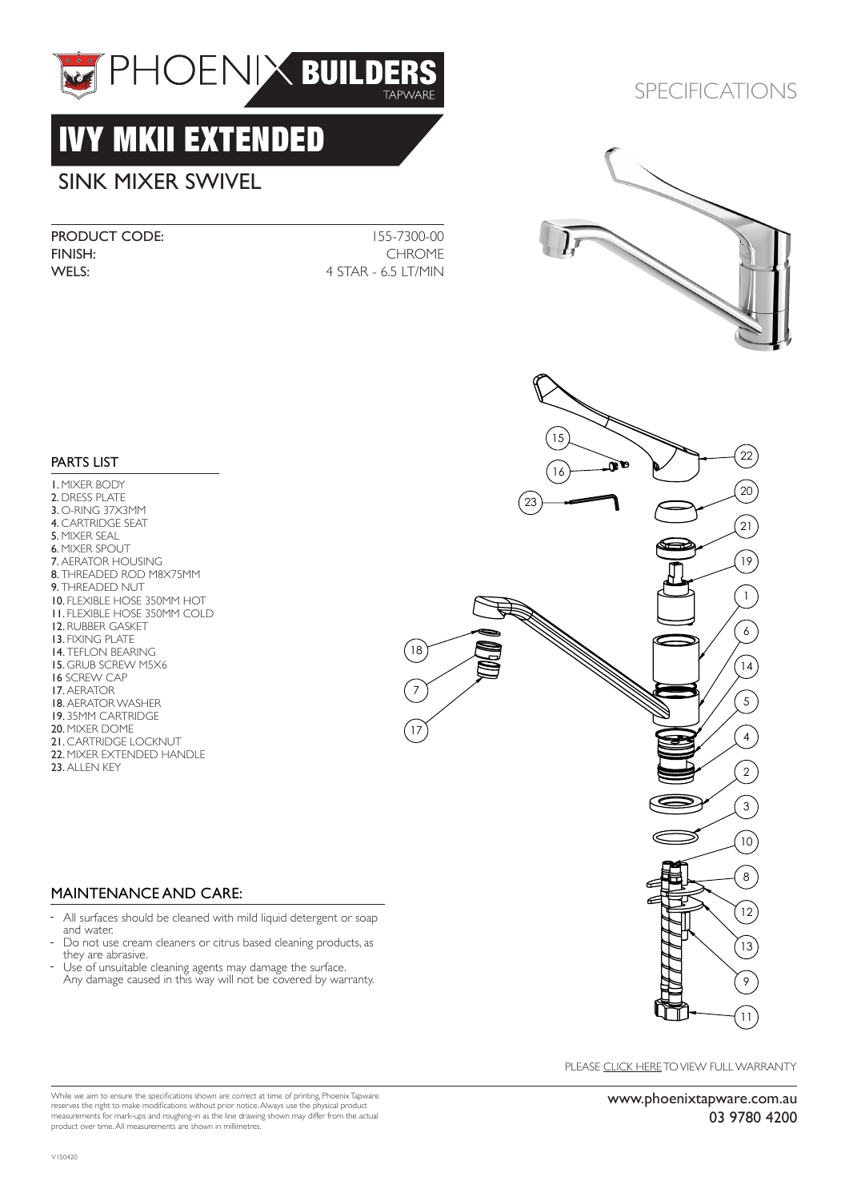PHOENIX BUILDERS TAPWARE

SPECIFICATIONS

# IVY MKII EXTENDED

## SINK MIXER SWIVEL

| | |
|---|---|
| PRODUCT CODE: | 155-7300-00 |
| FINISH: | CHROME |
| WELS: | 4 STAR - 6.5 LT/MIN |

## PARTS LIST

1. MIXER BODY
2. DRESS PLATE
3. O-RING 37X3MM
4. CARTRIDGE SEAT
5. MIXER SEAL
6. MIXER SPOUT
7. AERATOR HOUSING
8. THREADED ROD M8X75MM
9. THREADED NUT
10. FLEXIBLE HOSE 350MM HOT
11. FLEXIBLE HOSE 350MM COLD
12. RUBBER GASKET
13. FIXING PLATE
14. TEFLON BEARING
15. GRUB SCREW M5X6
16. SCREW CAP
17. AERATOR
18. AERATOR WASHER
19. 35MM CARTRIDGE
20. MIXER DOME
21. CARTRIDGE LOCKNUT
22. MIXER EXTENDED HANDLE
23. ALLEN KEY

15
16
23
22
20
21
19
1
18
6
14
7
5
17
4
2
3
10
8
12
13
9
11

## MAINTENANCE AND CARE:

- All surfaces should be cleaned with mild liquid detergent or soap and water.
- Do not use cream cleaners or citrus based cleaning products, as they are abrasive.
- Use of unsuitable cleaning agents may damage the surface. Any damage caused in this way will not be covered by warranty.

PLEASE CLICK HERE TO VIEW FULL WARRANTY

While we aim to ensure the specifications shown are correct at time of printing, Phoenix Tapware reserves the right to make modifications without prior notice. Always use the physical product measurements for mark-ups and roughing-in as the line drawing shown may differ from the actual product over time. All measurements are shown in millimetres.

www.phoenixtapware.com.au
03 9780 4200

V150420